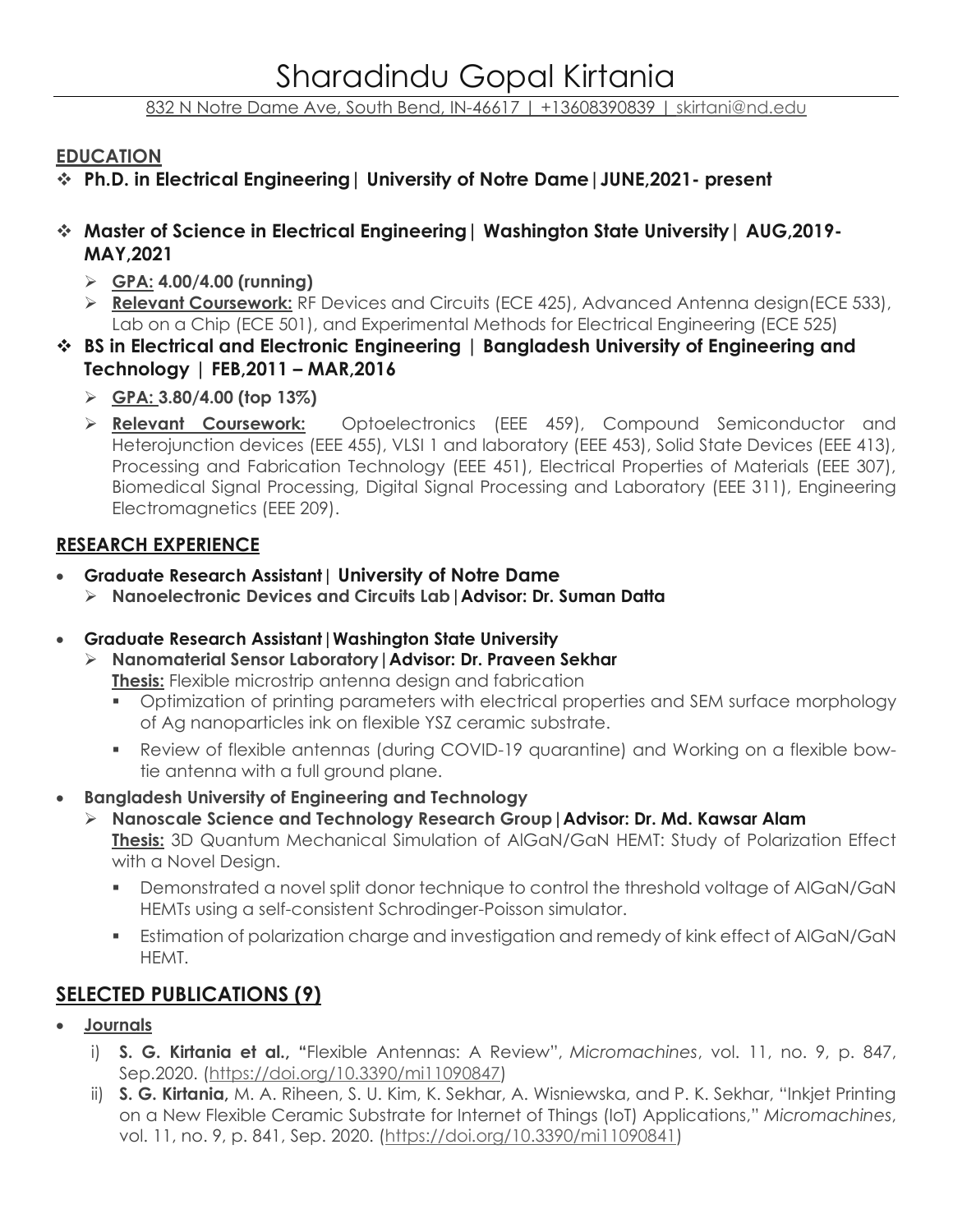# Sharadindu Gopal Kirtania

832 N Notre Dame Ave, South Bend, IN-46617 | +13608390839 | skirtani@nd.edu

## EDUCATION

- **Ph.D. in Electrical Engineering| University of Notre Dame|JUNE,2021- present**

- **Master of Science in Electrical Engineering| Washington State University| AUG,2019- MAY,2021**
  - **GPA: 4.00/4.00 (running)**
  - **Relevant Coursework:** RF Devices and Circuits (ECE 425), Advanced Antenna design(ECE 533), Lab on a Chip (ECE 501), and Experimental Methods for Electrical Engineering (ECE 525)
- **BS in Electrical and Electronic Engineering | Bangladesh University of Engineering and Technology | FEB,2011 – MAR,2016**
  - **GPA: 3.80/4.00 (top 13%)**
  - **Relevant Coursework:** Optoelectronics (EEE 459), Compound Semiconductor and Heterojunction devices (EEE 455), VLSI 1 and laboratory (EEE 453), Solid State Devices (EEE 413), Processing and Fabrication Technology (EEE 451), Electrical Properties of Materials (EEE 307), Biomedical Signal Processing, Digital Signal Processing and Laboratory (EEE 311), Engineering Electromagnetics (EEE 209).

## RESEARCH EXPERIENCE

- **Graduate Research Assistant| University of Notre Dame**
  - **Nanoelectronic Devices and Circuits Lab|Advisor: Dr. Suman Datta**

- **Graduate Research Assistant|Washington State University**
  - **Nanomaterial Sensor Laboratory|Advisor: Dr. Praveen Sekhar**

    **Thesis:** Flexible microstrip antenna design and fabrication
    - Optimization of printing parameters with electrical properties and SEM surface morphology of Ag nanoparticles ink on flexible YSZ ceramic substrate.
    - Review of flexible antennas (during COVID-19 quarantine) and Working on a flexible bow-tie antenna with a full ground plane.
- **Bangladesh University of Engineering and Technology**
  - **Nanoscale Science and Technology Research Group|Advisor: Dr. Md. Kawsar Alam**

    **Thesis:** 3D Quantum Mechanical Simulation of AlGaN/GaN HEMT: Study of Polarization Effect with a Novel Design.
    - Demonstrated a novel split donor technique to control the threshold voltage of AlGaN/GaN HEMTs using a self-consistent Schrodinger-Poisson simulator.
    - Estimation of polarization charge and investigation and remedy of kink effect of AlGaN/GaN HEMT.

## SELECTED PUBLICATIONS (9)

- **Journals**
  i) **S. G. Kirtania et al.,** "Flexible Antennas: A Review", *Micromachines*, vol. 11, no. 9, p. 847, Sep.2020. (https://doi.org/10.3390/mi11090847)
  ii) **S. G. Kirtania,** M. A. Riheen, S. U. Kim, K. Sekhar, A. Wisniewska, and P. K. Sekhar, "Inkjet Printing on a New Flexible Ceramic Substrate for Internet of Things (IoT) Applications," *Micromachines*, vol. 11, no. 9, p. 841, Sep. 2020. (https://doi.org/10.3390/mi11090841)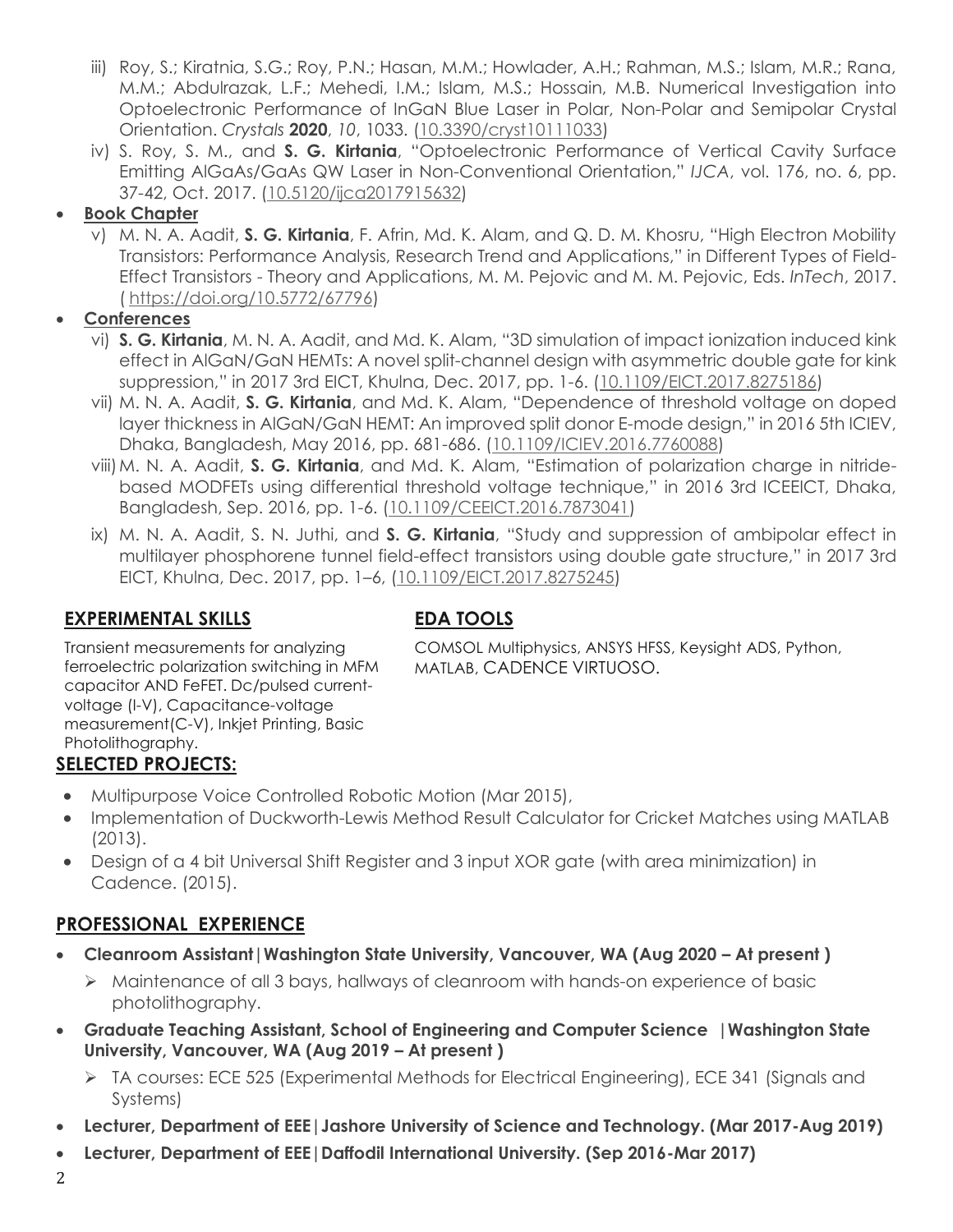iii) Roy, S.; Kiratnia, S.G.; Roy, P.N.; Hasan, M.M.; Howlader, A.H.; Rahman, M.S.; Islam, M.R.; Rana, M.M.; Abdulrazak, L.F.; Mehedi, I.M.; Islam, M.S.; Hossain, M.B. Numerical Investigation into Optoelectronic Performance of InGaN Blue Laser in Polar, Non-Polar and Semipolar Crystal Orientation. *Crystals* **2020**, *10*, 1033. (10.3390/cryst10111033)

iv) S. Roy, S. M., and **S. G. Kirtania**, "Optoelectronic Performance of Vertical Cavity Surface Emitting AlGaAs/GaAs QW Laser in Non-Conventional Orientation," *IJCA*, vol. 176, no. 6, pp. 37-42, Oct. 2017. (10.5120/ijca2017915632)

- **Book Chapter**

v) M. N. A. Aadit, **S. G. Kirtania**, F. Afrin, Md. K. Alam, and Q. D. M. Khosru, "High Electron Mobility Transistors: Performance Analysis, Research Trend and Applications," in Different Types of Field-Effect Transistors - Theory and Applications, M. M. Pejovic and M. M. Pejovic, Eds. *InTech*, 2017. ( https://doi.org/10.5772/67796)

- **Conferences**

vi) **S. G. Kirtania**, M. N. A. Aadit, and Md. K. Alam, "3D simulation of impact ionization induced kink effect in AlGaN/GaN HEMTs: A novel split-channel design with asymmetric double gate for kink suppression," in 2017 3rd EICT, Khulna, Dec. 2017, pp. 1-6. (10.1109/EICT.2017.8275186)

vii) M. N. A. Aadit, **S. G. Kirtania**, and Md. K. Alam, "Dependence of threshold voltage on doped layer thickness in AlGaN/GaN HEMT: An improved split donor E-mode design," in 2016 5th ICIEV, Dhaka, Bangladesh, May 2016, pp. 681-686. (10.1109/ICIEV.2016.7760088)

viii) M. N. A. Aadit, **S. G. Kirtania**, and Md. K. Alam, "Estimation of polarization charge in nitride-based MODFETs using differential threshold voltage technique," in 2016 3rd ICEEICT, Dhaka, Bangladesh, Sep. 2016, pp. 1-6. (10.1109/CEEICT.2016.7873041)

ix) M. N. A. Aadit, S. N. Juthi, and **S. G. Kirtania**, "Study and suppression of ambipolar effect in multilayer phosphorene tunnel field-effect transistors using double gate structure," in 2017 3rd EICT, Khulna, Dec. 2017, pp. 1–6, (10.1109/EICT.2017.8275245)

## EXPERIMENTAL SKILLS

Transient measurements for analyzing ferroelectric polarization switching in MFM capacitor AND FeFET. Dc/pulsed current-voltage (I-V), Capacitance-voltage measurement(C-V), Inkjet Printing, Basic Photolithography.

## EDA TOOLS

COMSOL Multiphysics, ANSYS HFSS, Keysight ADS, Python, MATLAB, CADENCE VIRTUOSO.

## SELECTED PROJECTS:

- Multipurpose Voice Controlled Robotic Motion (Mar 2015),
- Implementation of Duckworth-Lewis Method Result Calculator for Cricket Matches using MATLAB (2013).
- Design of a 4 bit Universal Shift Register and 3 input XOR gate (with area minimization) in Cadence. (2015).

## PROFESSIONAL EXPERIENCE

- **Cleanroom Assistant|Washington State University, Vancouver, WA (Aug 2020 – At present )**
  - Maintenance of all 3 bays, hallways of cleanroom with hands-on experience of basic photolithography.
- **Graduate Teaching Assistant, School of Engineering and Computer Science |Washington State University, Vancouver, WA (Aug 2019 – At present )**
  - TA courses: ECE 525 (Experimental Methods for Electrical Engineering), ECE 341 (Signals and Systems)
- **Lecturer, Department of EEE|Jashore University of Science and Technology. (Mar 2017-Aug 2019)**
- **Lecturer, Department of EEE|Daffodil International University. (Sep 2016-Mar 2017)**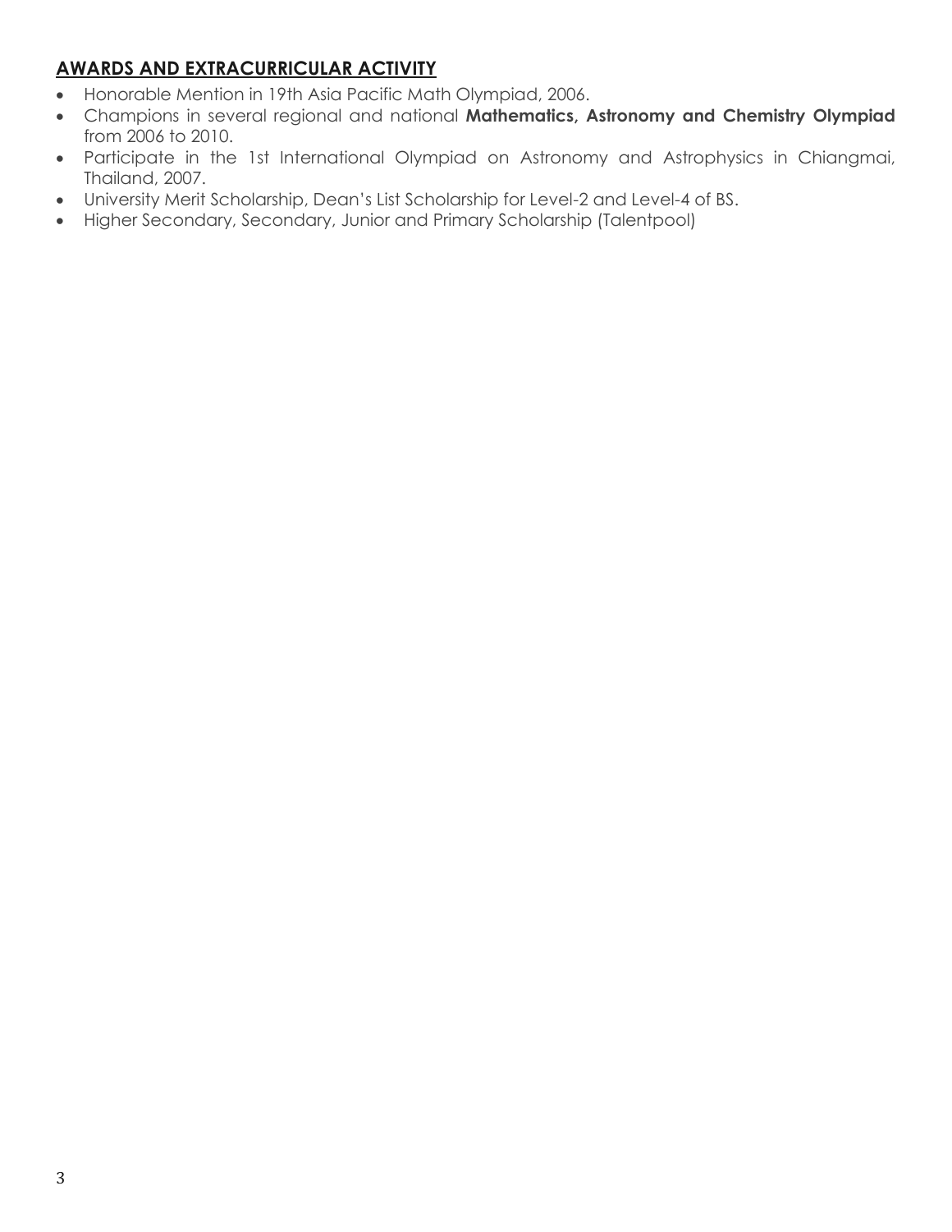## **AWARDS AND EXTRACURRICULAR ACTIVITY**

- Honorable Mention in 19th Asia Pacific Math Olympiad, 2006.
- Champions in several regional and national **Mathematics, Astronomy and Chemistry Olympiad** from 2006 to 2010.
- Participate in the 1st International Olympiad on Astronomy and Astrophysics in Chiangmai, Thailand, 2007.
- University Merit Scholarship, Dean's List Scholarship for Level-2 and Level-4 of BS.
- Higher Secondary, Secondary, Junior and Primary Scholarship (Talentpool)